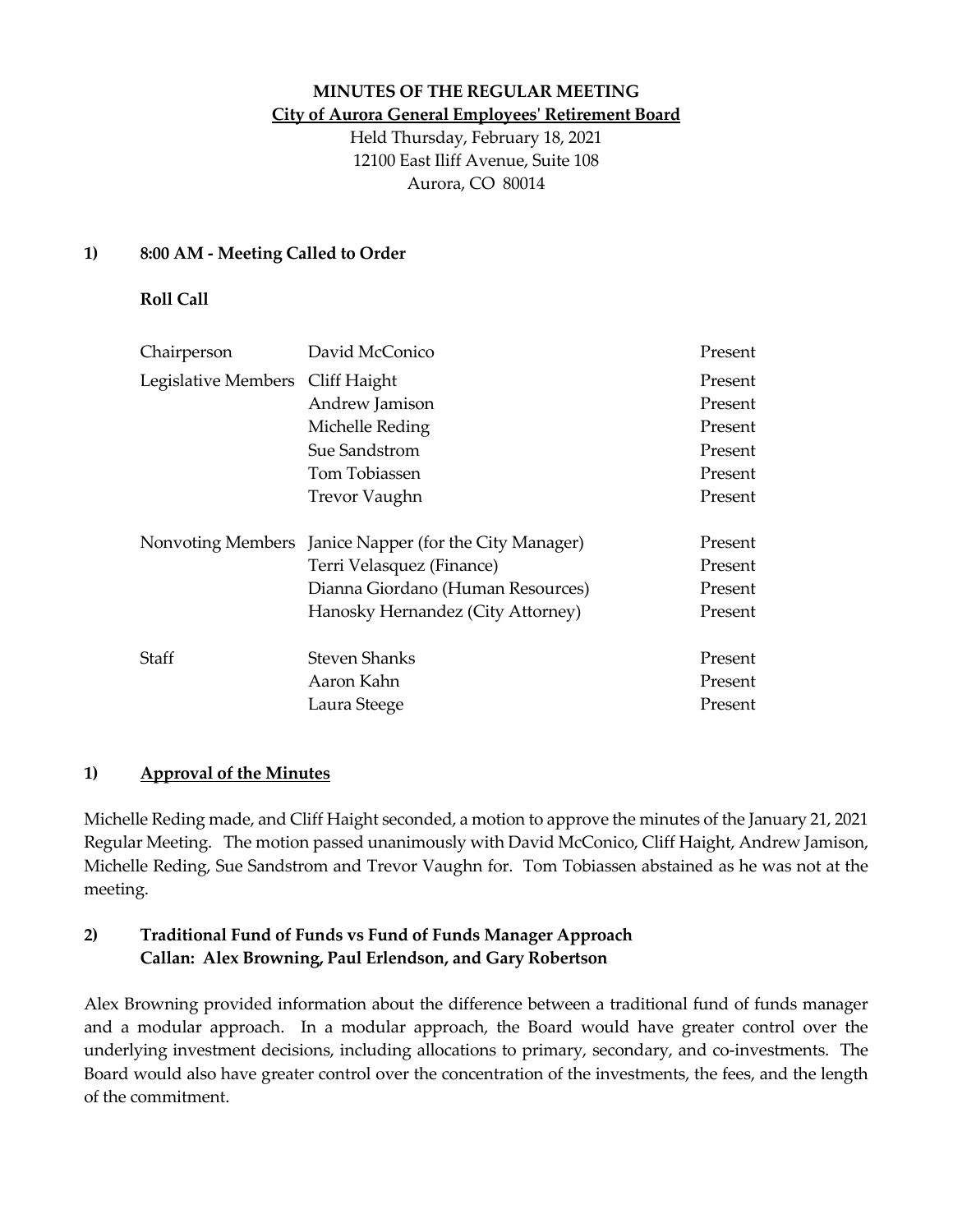**MINUTES OF THE REGULAR MEETING**

**City of Aurora General Employees' Retirement Board**

Held Thursday, February 18, 2021
12100 East Iliff Avenue, Suite 108
Aurora, CO 80014

## 1) 8:00 AM - Meeting Called to Order

**Roll Call**

| | | |
|---|---|---|
| Chairperson | David McConico | Present |
| Legislative Members | Cliff Haight | Present |
| | Andrew Jamison | Present |
| | Michelle Reding | Present |
| | Sue Sandstrom | Present |
| | Tom Tobiassen | Present |
| | Trevor Vaughn | Present |
| Nonvoting Members | Janice Napper (for the City Manager) | Present |
| | Terri Velasquez (Finance) | Present |
| | Dianna Giordano (Human Resources) | Present |
| | Hanosky Hernandez (City Attorney) | Present |
| Staff | Steven Shanks | Present |
| | Aaron Kahn | Present |
| | Laura Steege | Present |

## 1) Approval of the Minutes

Michelle Reding made, and Cliff Haight seconded, a motion to approve the minutes of the January 21, 2021 Regular Meeting. The motion passed unanimously with David McConico, Cliff Haight, Andrew Jamison, Michelle Reding, Sue Sandstrom and Trevor Vaughn for. Tom Tobiassen abstained as he was not at the meeting.

## 2) Traditional Fund of Funds vs Fund of Funds Manager Approach
**Callan: Alex Browning, Paul Erlendson, and Gary Robertson**

Alex Browning provided information about the difference between a traditional fund of funds manager and a modular approach. In a modular approach, the Board would have greater control over the underlying investment decisions, including allocations to primary, secondary, and co-investments. The Board would also have greater control over the concentration of the investments, the fees, and the length of the commitment.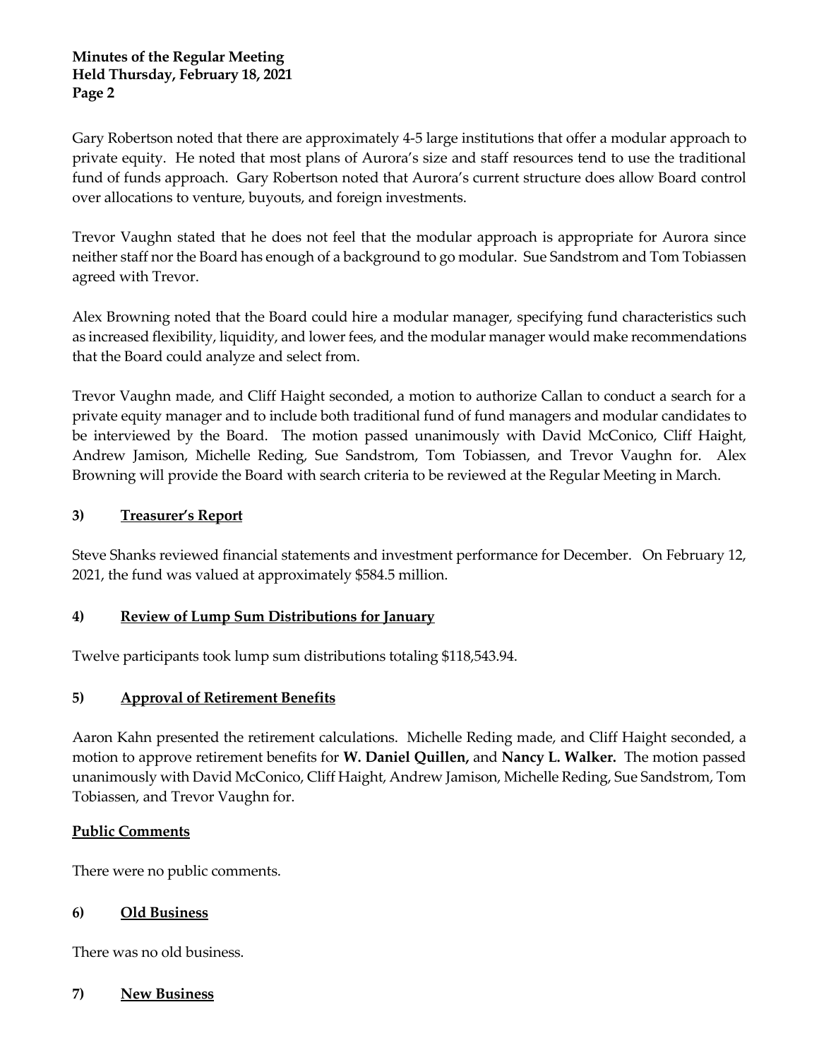Gary Robertson noted that there are approximately 4-5 large institutions that offer a modular approach to private equity. He noted that most plans of Aurora's size and staff resources tend to use the traditional fund of funds approach. Gary Robertson noted that Aurora's current structure does allow Board control over allocations to venture, buyouts, and foreign investments.

Trevor Vaughn stated that he does not feel that the modular approach is appropriate for Aurora since neither staff nor the Board has enough of a background to go modular. Sue Sandstrom and Tom Tobiassen agreed with Trevor.

Alex Browning noted that the Board could hire a modular manager, specifying fund characteristics such as increased flexibility, liquidity, and lower fees, and the modular manager would make recommendations that the Board could analyze and select from.

Trevor Vaughn made, and Cliff Haight seconded, a motion to authorize Callan to conduct a search for a private equity manager and to include both traditional fund of fund managers and modular candidates to be interviewed by the Board. The motion passed unanimously with David McConico, Cliff Haight, Andrew Jamison, Michelle Reding, Sue Sandstrom, Tom Tobiassen, and Trevor Vaughn for. Alex Browning will provide the Board with search criteria to be reviewed at the Regular Meeting in March.

## 3) <u>Treasurer's Report</u>

Steve Shanks reviewed financial statements and investment performance for December. On February 12, 2021, the fund was valued at approximately $584.5 million.

## 4) <u>Review of Lump Sum Distributions for January</u>

Twelve participants took lump sum distributions totaling $118,543.94.

## 5) <u>Approval of Retirement Benefits</u>

Aaron Kahn presented the retirement calculations. Michelle Reding made, and Cliff Haight seconded, a motion to approve retirement benefits for **W. Daniel Quillen,** and **Nancy L. Walker.** The motion passed unanimously with David McConico, Cliff Haight, Andrew Jamison, Michelle Reding, Sue Sandstrom, Tom Tobiassen, and Trevor Vaughn for.

## <u>Public Comments</u>

There were no public comments.

## 6) <u>Old Business</u>

There was no old business.

## 7) <u>New Business</u>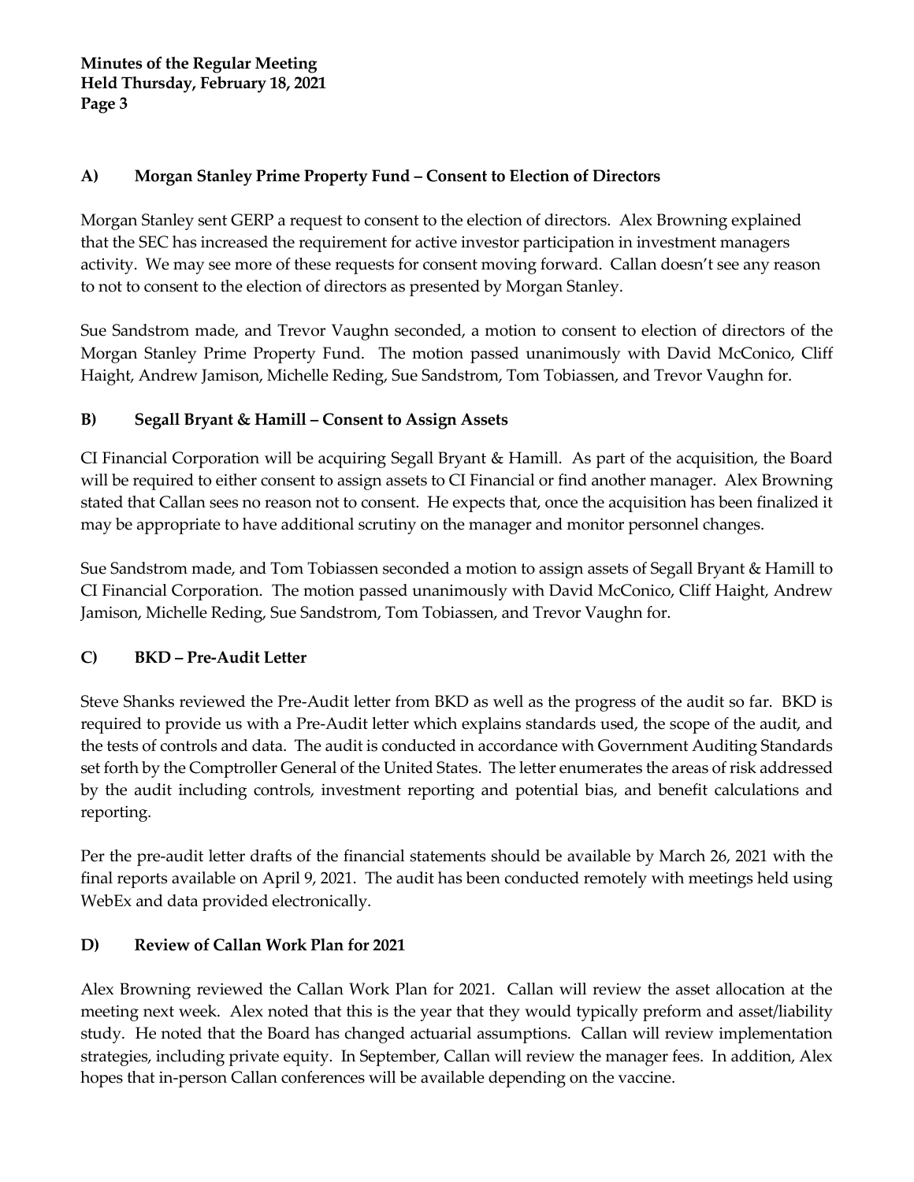### A) Morgan Stanley Prime Property Fund – Consent to Election of Directors

Morgan Stanley sent GERP a request to consent to the election of directors. Alex Browning explained that the SEC has increased the requirement for active investor participation in investment managers activity. We may see more of these requests for consent moving forward. Callan doesn't see any reason to not to consent to the election of directors as presented by Morgan Stanley.

Sue Sandstrom made, and Trevor Vaughn seconded, a motion to consent to election of directors of the Morgan Stanley Prime Property Fund. The motion passed unanimously with David McConico, Cliff Haight, Andrew Jamison, Michelle Reding, Sue Sandstrom, Tom Tobiassen, and Trevor Vaughn for.

### B) Segall Bryant & Hamill – Consent to Assign Assets

CI Financial Corporation will be acquiring Segall Bryant & Hamill. As part of the acquisition, the Board will be required to either consent to assign assets to CI Financial or find another manager. Alex Browning stated that Callan sees no reason not to consent. He expects that, once the acquisition has been finalized it may be appropriate to have additional scrutiny on the manager and monitor personnel changes.

Sue Sandstrom made, and Tom Tobiassen seconded a motion to assign assets of Segall Bryant & Hamill to CI Financial Corporation. The motion passed unanimously with David McConico, Cliff Haight, Andrew Jamison, Michelle Reding, Sue Sandstrom, Tom Tobiassen, and Trevor Vaughn for.

### C) BKD – Pre-Audit Letter

Steve Shanks reviewed the Pre-Audit letter from BKD as well as the progress of the audit so far. BKD is required to provide us with a Pre-Audit letter which explains standards used, the scope of the audit, and the tests of controls and data. The audit is conducted in accordance with Government Auditing Standards set forth by the Comptroller General of the United States. The letter enumerates the areas of risk addressed by the audit including controls, investment reporting and potential bias, and benefit calculations and reporting.

Per the pre-audit letter drafts of the financial statements should be available by March 26, 2021 with the final reports available on April 9, 2021. The audit has been conducted remotely with meetings held using WebEx and data provided electronically.

### D) Review of Callan Work Plan for 2021

Alex Browning reviewed the Callan Work Plan for 2021. Callan will review the asset allocation at the meeting next week. Alex noted that this is the year that they would typically preform and asset/liability study. He noted that the Board has changed actuarial assumptions. Callan will review implementation strategies, including private equity. In September, Callan will review the manager fees. In addition, Alex hopes that in-person Callan conferences will be available depending on the vaccine.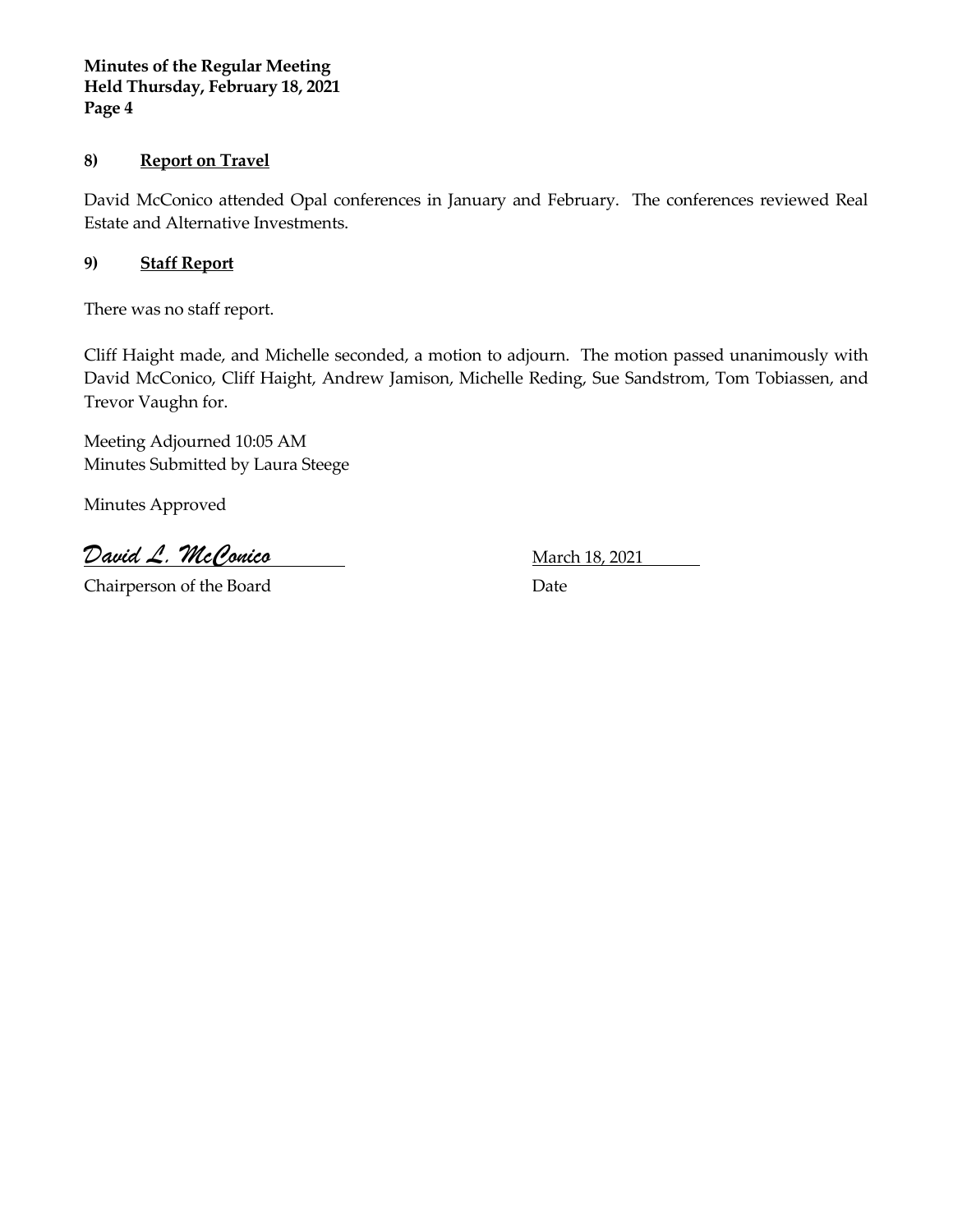**8) Report on Travel**

David McConico attended Opal conferences in January and February. The conferences reviewed Real Estate and Alternative Investments.

**9) Staff Report**

There was no staff report.

Cliff Haight made, and Michelle seconded, a motion to adjourn. The motion passed unanimously with David McConico, Cliff Haight, Andrew Jamison, Michelle Reding, Sue Sandstrom, Tom Tobiassen, and Trevor Vaughn for.

Meeting Adjourned 10:05 AM
Minutes Submitted by Laura Steege

Minutes Approved

*David L. McConico* March 18, 2021

Chairperson of the Board Date